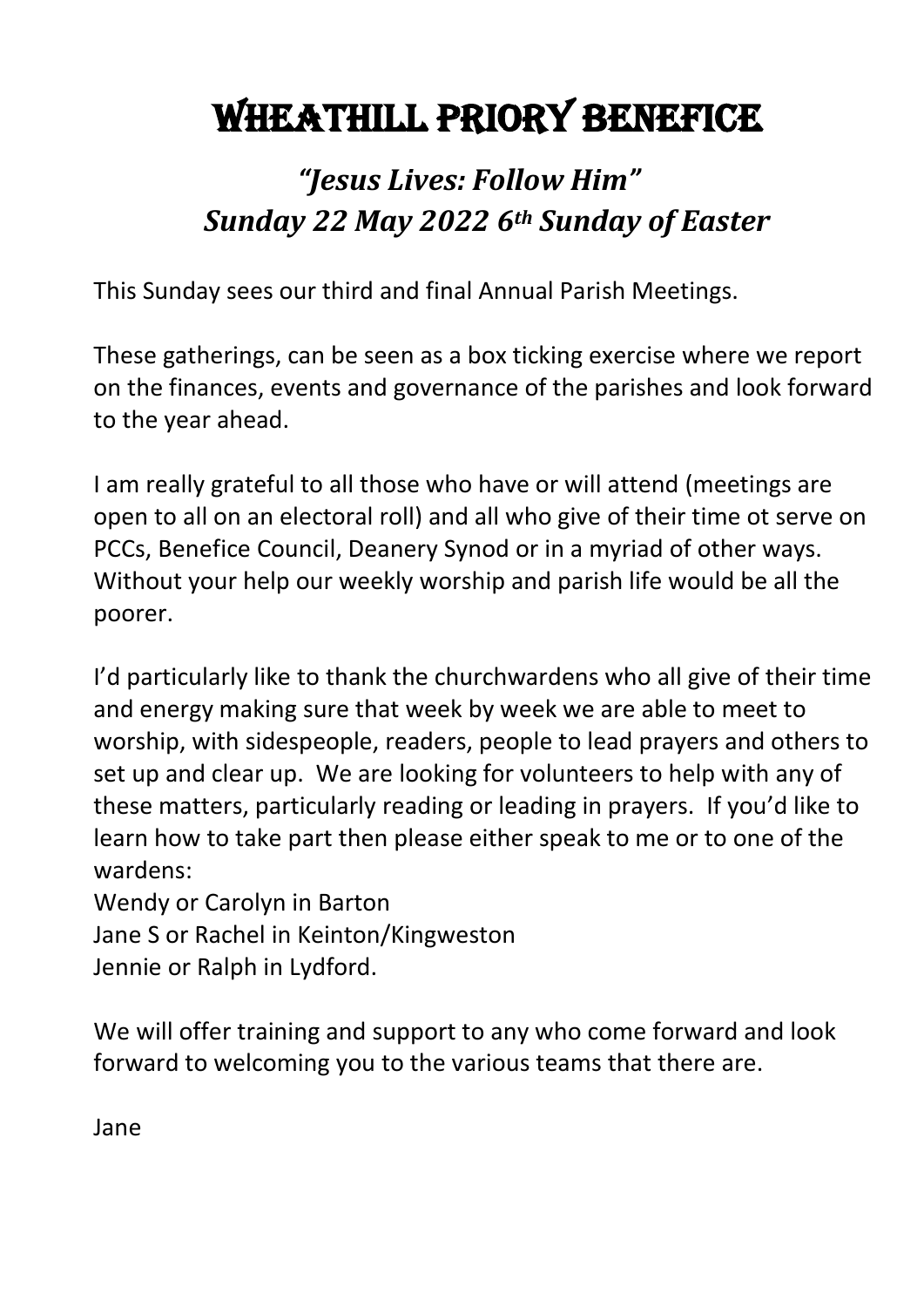# Wheathill Priory Benefice

## *"Jesus Lives: Follow Him"*
## *Sunday 22 May 2022 6th Sunday of Easter*

This Sunday sees our third and final Annual Parish Meetings.

These gatherings, can be seen as a box ticking exercise where we report on the finances, events and governance of the parishes and look forward to the year ahead.

I am really grateful to all those who have or will attend (meetings are open to all on an electoral roll) and all who give of their time ot serve on PCCs, Benefice Council, Deanery Synod or in a myriad of other ways. Without your help our weekly worship and parish life would be all the poorer.

I'd particularly like to thank the churchwardens who all give of their time and energy making sure that week by week we are able to meet to worship, with sidespeople, readers, people to lead prayers and others to set up and clear up. We are looking for volunteers to help with any of these matters, particularly reading or leading in prayers. If you'd like to learn how to take part then please either speak to me or to one of the wardens:
Wendy or Carolyn in Barton
Jane S or Rachel in Keinton/Kingweston
Jennie or Ralph in Lydford.

We will offer training and support to any who come forward and look forward to welcoming you to the various teams that there are.

Jane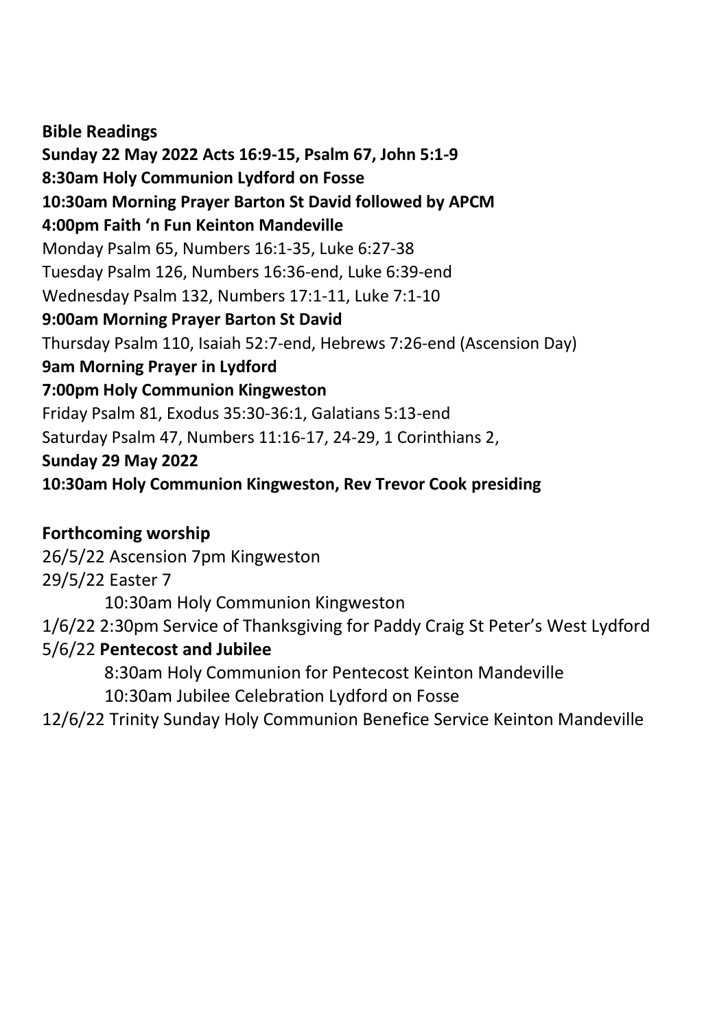**Bible Readings**

**Sunday 22 May 2022 Acts 16:9-15, Psalm 67, John 5:1-9**

**8:30am Holy Communion Lydford on Fosse**

**10:30am Morning Prayer Barton St David followed by APCM**

**4:00pm Faith 'n Fun Keinton Mandeville**

Monday Psalm 65, Numbers 16:1-35, Luke 6:27-38

Tuesday Psalm 126, Numbers 16:36-end, Luke 6:39-end

Wednesday Psalm 132, Numbers 17:1-11, Luke 7:1-10

**9:00am Morning Prayer Barton St David**

Thursday Psalm 110, Isaiah 52:7-end, Hebrews 7:26-end (Ascension Day)

**9am Morning Prayer in Lydford**

**7:00pm Holy Communion Kingweston**

Friday Psalm 81, Exodus 35:30-36:1, Galatians 5:13-end

Saturday Psalm 47, Numbers 11:16-17, 24-29, 1 Corinthians 2,

**Sunday 29 May 2022**

**10:30am Holy Communion Kingweston, Rev Trevor Cook presiding**

**Forthcoming worship**

26/5/22 Ascension 7pm Kingweston

29/5/22 Easter 7

10:30am Holy Communion Kingweston

1/6/22 2:30pm Service of Thanksgiving for Paddy Craig St Peter's West Lydford

5/6/22 **Pentecost and Jubilee**

8:30am Holy Communion for Pentecost Keinton Mandeville

10:30am Jubilee Celebration Lydford on Fosse

12/6/22 Trinity Sunday Holy Communion Benefice Service Keinton Mandeville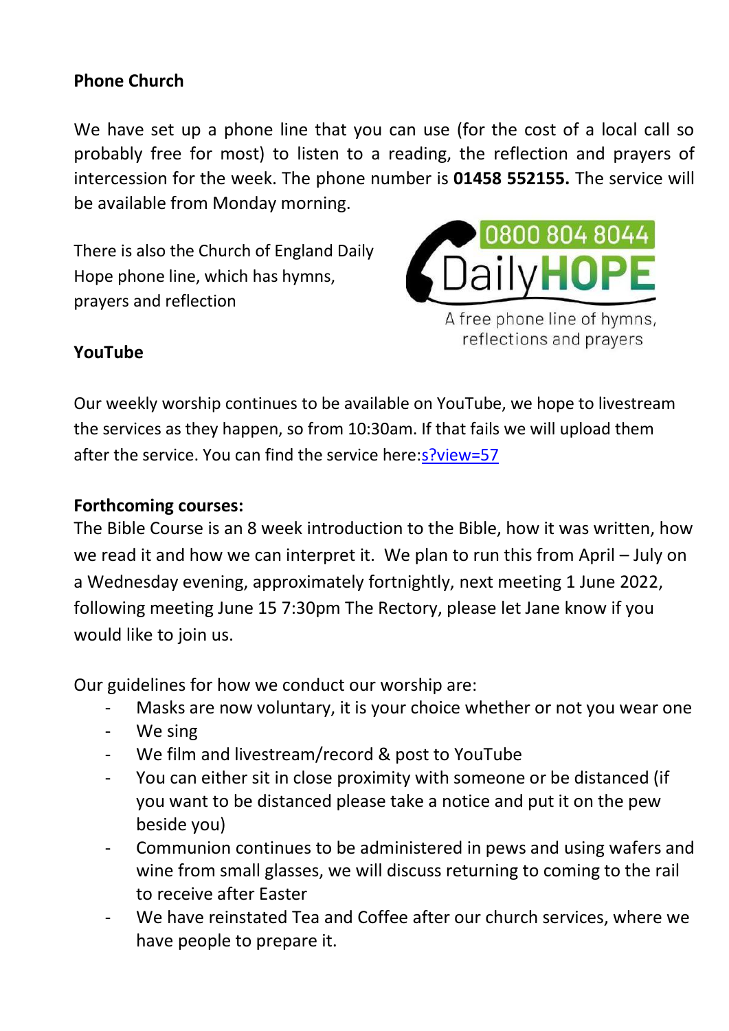**Phone Church**

We have set up a phone line that you can use (for the cost of a local call so probably free for most) to listen to a reading, the reflection and prayers of intercession for the week. The phone number is **01458 552155.** The service will be available from Monday morning.

There is also the Church of England Daily Hope phone line, which has hymns, prayers and reflection

0800 804 8044
DailyHOPE
A free phone line of hymns, reflections and prayers

**YouTube**

Our weekly worship continues to be available on YouTube, we hope to livestream the services as they happen, so from 10:30am. If that fails we will upload them after the service. You can find the service here:s?view=57

**Forthcoming courses:**
The Bible Course is an 8 week introduction to the Bible, how it was written, how we read it and how we can interpret it. We plan to run this from April – July on a Wednesday evening, approximately fortnightly, next meeting 1 June 2022, following meeting June 15 7:30pm The Rectory, please let Jane know if you would like to join us.

Our guidelines for how we conduct our worship are:

- Masks are now voluntary, it is your choice whether or not you wear one
- We sing
- We film and livestream/record & post to YouTube
- You can either sit in close proximity with someone or be distanced (if you want to be distanced please take a notice and put it on the pew beside you)
- Communion continues to be administered in pews and using wafers and wine from small glasses, we will discuss returning to coming to the rail to receive after Easter
- We have reinstated Tea and Coffee after our church services, where we have people to prepare it.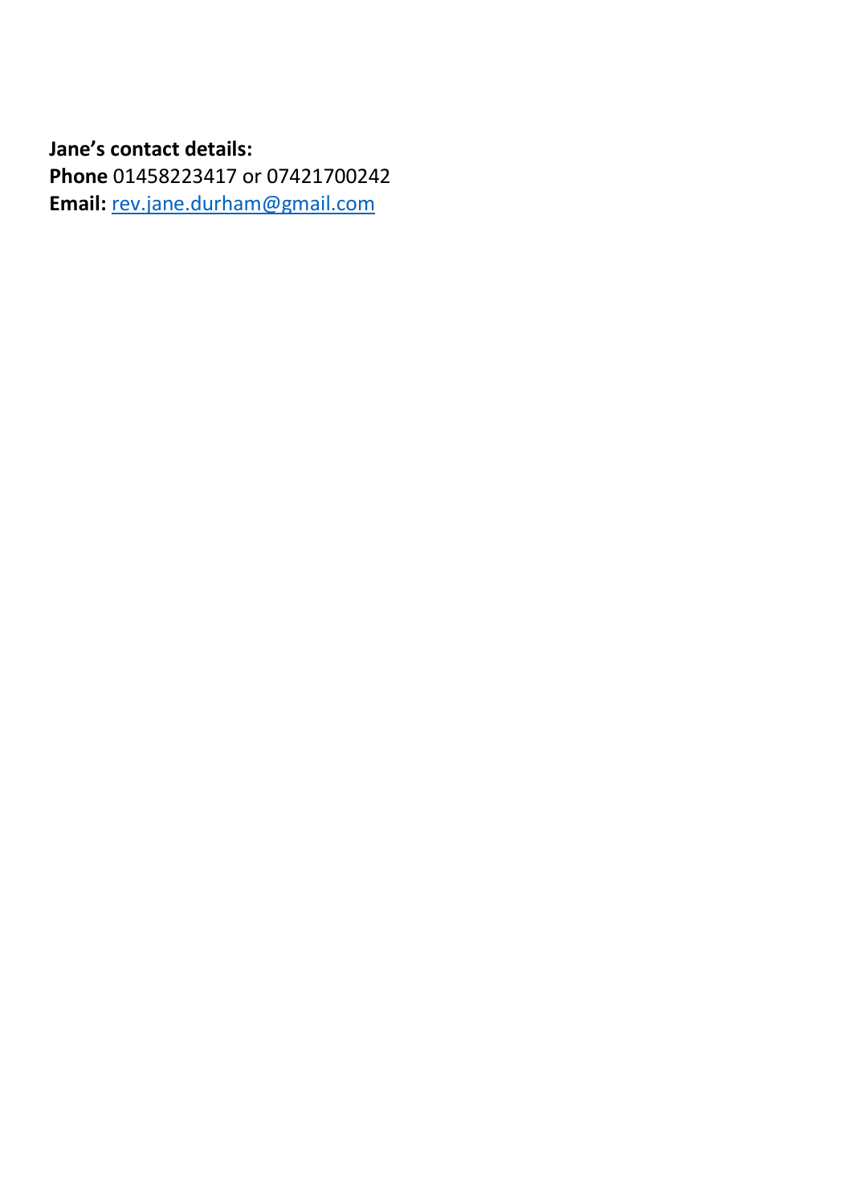**Jane's contact details:**
**Phone** 01458223417 or 07421700242
**Email:** [rev.jane.durham@gmail.com](mailto:rev.jane.durham@gmail.com)